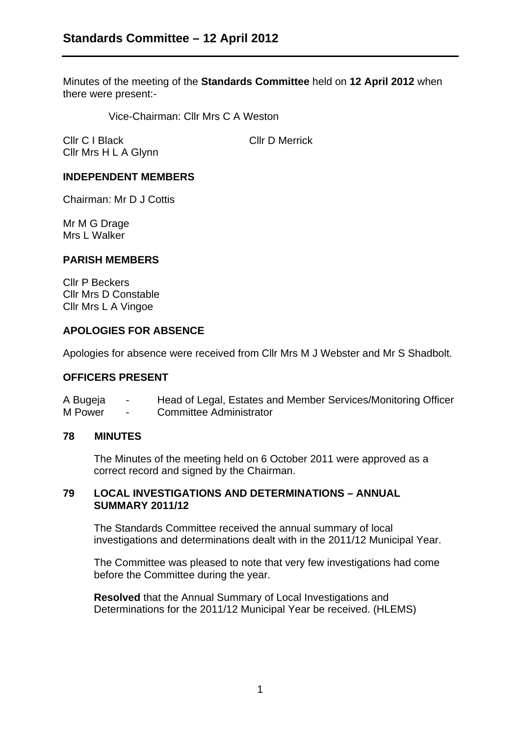# Standards Committee – 12 April 2012

Minutes of the meeting of the **Standards Committee** held on **12 April 2012** when there were present:-

Vice-Chairman: Cllr Mrs C A Weston

Cllr C I Black
Cllr D Merrick
Cllr Mrs H L A Glynn

## INDEPENDENT MEMBERS

Chairman: Mr D J Cottis

Mr M G Drage
Mrs L Walker

## PARISH MEMBERS

Cllr P Beckers
Cllr Mrs D Constable
Cllr Mrs L A Vingoe

## APOLOGIES FOR ABSENCE

Apologies for absence were received from Cllr Mrs M J Webster and Mr S Shadbolt.

## OFFICERS PRESENT

| | | |
|---|---|---|
| A Bugeja | - | Head of Legal, Estates and Member Services/Monitoring Officer |
| M Power | - | Committee Administrator |

## 78 MINUTES

The Minutes of the meeting held on 6 October 2011 were approved as a correct record and signed by the Chairman.

## 79 LOCAL INVESTIGATIONS AND DETERMINATIONS – ANNUAL SUMMARY 2011/12

The Standards Committee received the annual summary of local investigations and determinations dealt with in the 2011/12 Municipal Year.

The Committee was pleased to note that very few investigations had come before the Committee during the year.

**Resolved** that the Annual Summary of Local Investigations and Determinations for the 2011/12 Municipal Year be received. (HLEMS)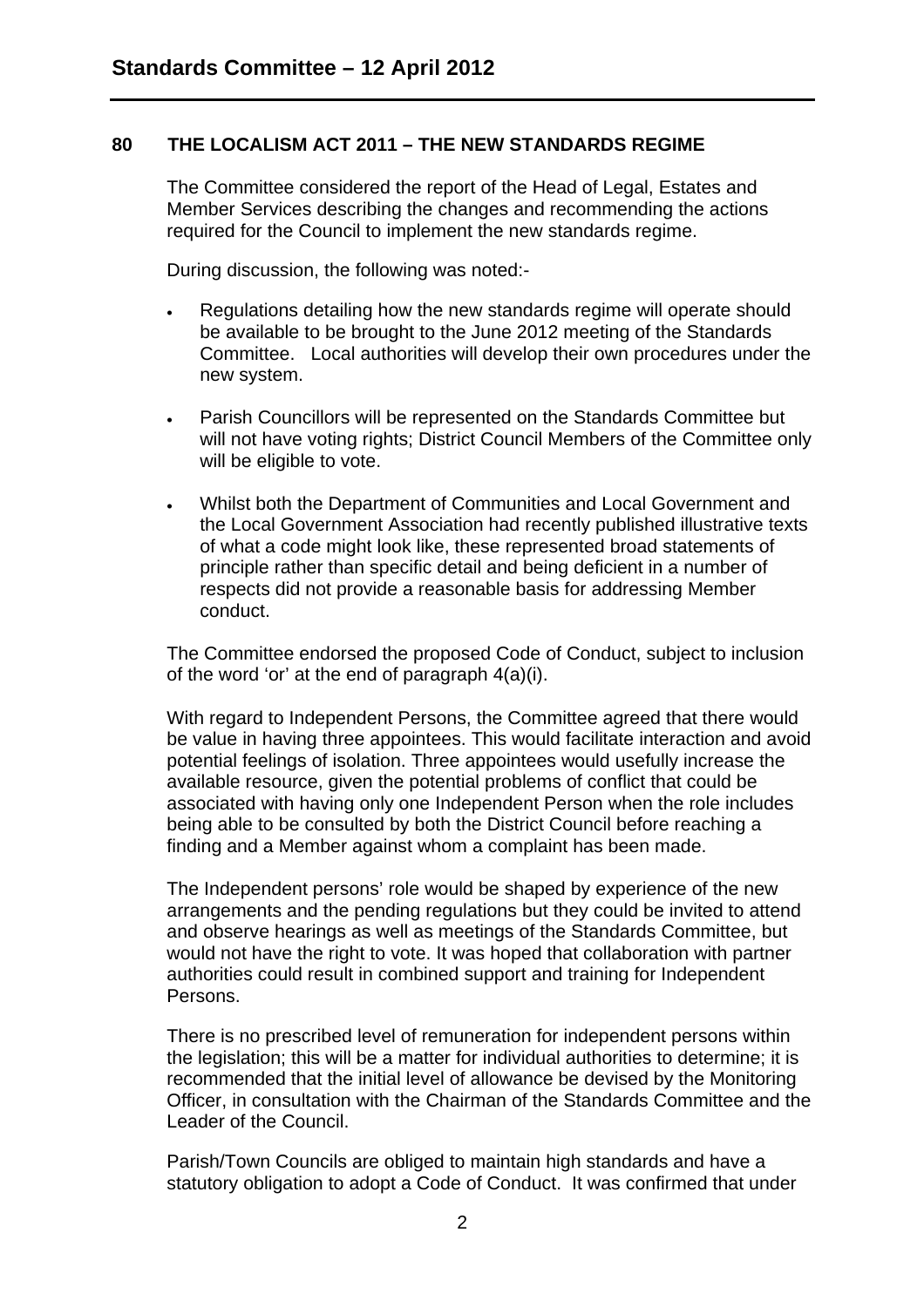## 80 THE LOCALISM ACT 2011 – THE NEW STANDARDS REGIME

The Committee considered the report of the Head of Legal, Estates and Member Services describing the changes and recommending the actions required for the Council to implement the new standards regime.

During discussion, the following was noted:-

- Regulations detailing how the new standards regime will operate should be available to be brought to the June 2012 meeting of the Standards Committee. Local authorities will develop their own procedures under the new system.
- Parish Councillors will be represented on the Standards Committee but will not have voting rights; District Council Members of the Committee only will be eligible to vote.
- Whilst both the Department of Communities and Local Government and the Local Government Association had recently published illustrative texts of what a code might look like, these represented broad statements of principle rather than specific detail and being deficient in a number of respects did not provide a reasonable basis for addressing Member conduct.

The Committee endorsed the proposed Code of Conduct, subject to inclusion of the word 'or' at the end of paragraph 4(a)(i).

With regard to Independent Persons, the Committee agreed that there would be value in having three appointees. This would facilitate interaction and avoid potential feelings of isolation. Three appointees would usefully increase the available resource, given the potential problems of conflict that could be associated with having only one Independent Person when the role includes being able to be consulted by both the District Council before reaching a finding and a Member against whom a complaint has been made.

The Independent persons' role would be shaped by experience of the new arrangements and the pending regulations but they could be invited to attend and observe hearings as well as meetings of the Standards Committee, but would not have the right to vote. It was hoped that collaboration with partner authorities could result in combined support and training for Independent Persons.

There is no prescribed level of remuneration for independent persons within the legislation; this will be a matter for individual authorities to determine; it is recommended that the initial level of allowance be devised by the Monitoring Officer, in consultation with the Chairman of the Standards Committee and the Leader of the Council.

Parish/Town Councils are obliged to maintain high standards and have a statutory obligation to adopt a Code of Conduct. It was confirmed that under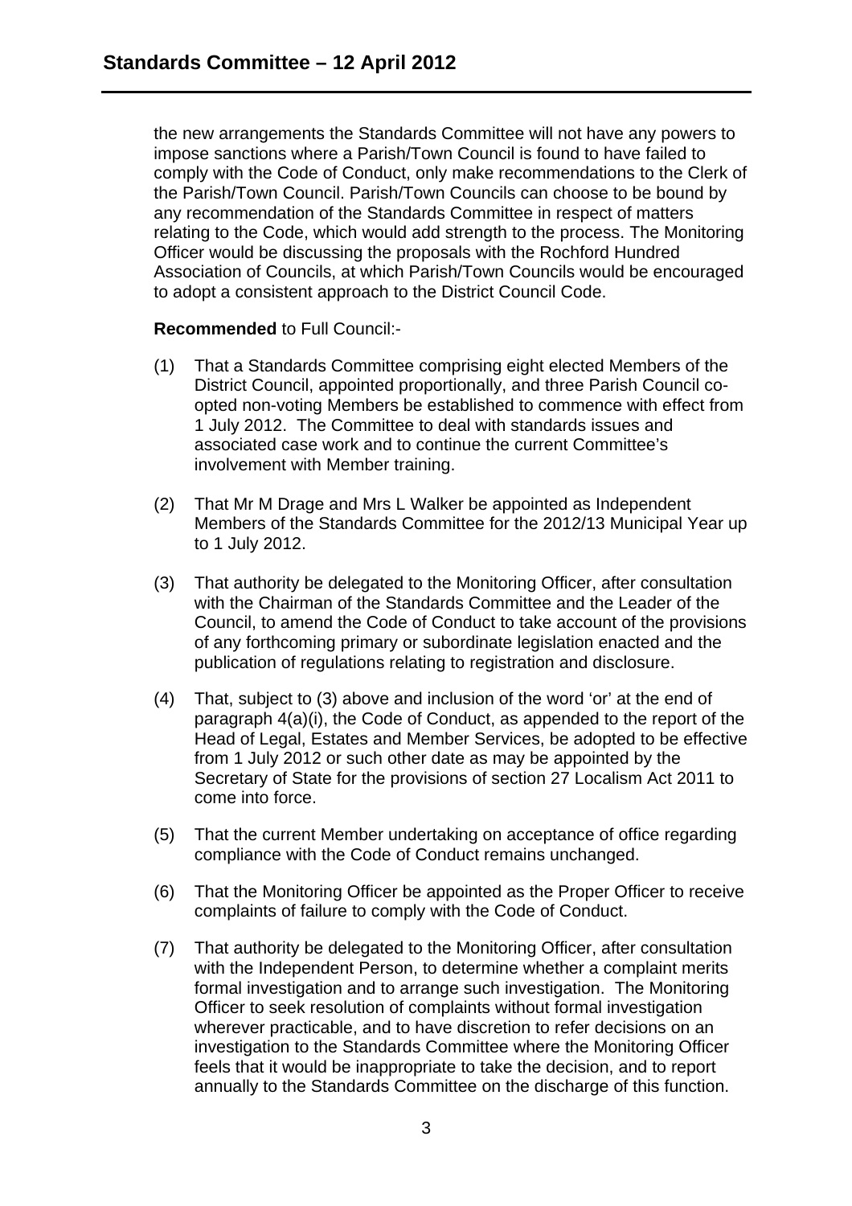the new arrangements the Standards Committee will not have any powers to impose sanctions where a Parish/Town Council is found to have failed to comply with the Code of Conduct, only make recommendations to the Clerk of the Parish/Town Council. Parish/Town Councils can choose to be bound by any recommendation of the Standards Committee in respect of matters relating to the Code, which would add strength to the process. The Monitoring Officer would be discussing the proposals with the Rochford Hundred Association of Councils, at which Parish/Town Councils would be encouraged to adopt a consistent approach to the District Council Code.

**Recommended** to Full Council:-

(1) That a Standards Committee comprising eight elected Members of the District Council, appointed proportionally, and three Parish Council co-opted non-voting Members be established to commence with effect from 1 July 2012. The Committee to deal with standards issues and associated case work and to continue the current Committee's involvement with Member training.

(2) That Mr M Drage and Mrs L Walker be appointed as Independent Members of the Standards Committee for the 2012/13 Municipal Year up to 1 July 2012.

(3) That authority be delegated to the Monitoring Officer, after consultation with the Chairman of the Standards Committee and the Leader of the Council, to amend the Code of Conduct to take account of the provisions of any forthcoming primary or subordinate legislation enacted and the publication of regulations relating to registration and disclosure.

(4) That, subject to (3) above and inclusion of the word 'or' at the end of paragraph 4(a)(i), the Code of Conduct, as appended to the report of the Head of Legal, Estates and Member Services, be adopted to be effective from 1 July 2012 or such other date as may be appointed by the Secretary of State for the provisions of section 27 Localism Act 2011 to come into force.

(5) That the current Member undertaking on acceptance of office regarding compliance with the Code of Conduct remains unchanged.

(6) That the Monitoring Officer be appointed as the Proper Officer to receive complaints of failure to comply with the Code of Conduct.

(7) That authority be delegated to the Monitoring Officer, after consultation with the Independent Person, to determine whether a complaint merits formal investigation and to arrange such investigation. The Monitoring Officer to seek resolution of complaints without formal investigation wherever practicable, and to have discretion to refer decisions on an investigation to the Standards Committee where the Monitoring Officer feels that it would be inappropriate to take the decision, and to report annually to the Standards Committee on the discharge of this function.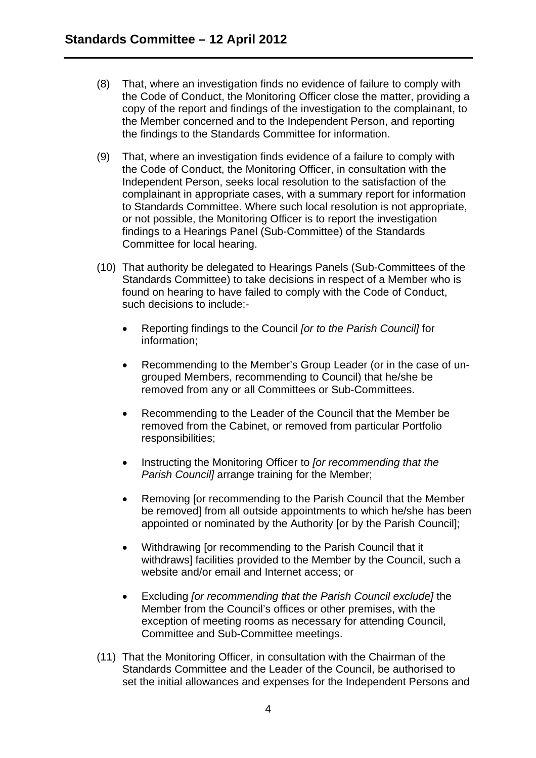(8) That, where an investigation finds no evidence of failure to comply with the Code of Conduct, the Monitoring Officer close the matter, providing a copy of the report and findings of the investigation to the complainant, to the Member concerned and to the Independent Person, and reporting the findings to the Standards Committee for information.

(9) That, where an investigation finds evidence of a failure to comply with the Code of Conduct, the Monitoring Officer, in consultation with the Independent Person, seeks local resolution to the satisfaction of the complainant in appropriate cases, with a summary report for information to Standards Committee. Where such local resolution is not appropriate, or not possible, the Monitoring Officer is to report the investigation findings to a Hearings Panel (Sub-Committee) of the Standards Committee for local hearing.

(10) That authority be delegated to Hearings Panels (Sub-Committees of the Standards Committee) to take decisions in respect of a Member who is found on hearing to have failed to comply with the Code of Conduct, such decisions to include:-

- Reporting findings to the Council *[or to the Parish Council]* for information;
- Recommending to the Member's Group Leader (or in the case of un-grouped Members, recommending to Council) that he/she be removed from any or all Committees or Sub-Committees.
- Recommending to the Leader of the Council that the Member be removed from the Cabinet, or removed from particular Portfolio responsibilities;
- Instructing the Monitoring Officer to *[or recommending that the Parish Council]* arrange training for the Member;
- Removing [or recommending to the Parish Council that the Member be removed] from all outside appointments to which he/she has been appointed or nominated by the Authority [or by the Parish Council];
- Withdrawing [or recommending to the Parish Council that it withdraws] facilities provided to the Member by the Council, such a website and/or email and Internet access; or
- Excluding *[or recommending that the Parish Council exclude]* the Member from the Council's offices or other premises, with the exception of meeting rooms as necessary for attending Council, Committee and Sub-Committee meetings.

(11) That the Monitoring Officer, in consultation with the Chairman of the Standards Committee and the Leader of the Council, be authorised to set the initial allowances and expenses for the Independent Persons and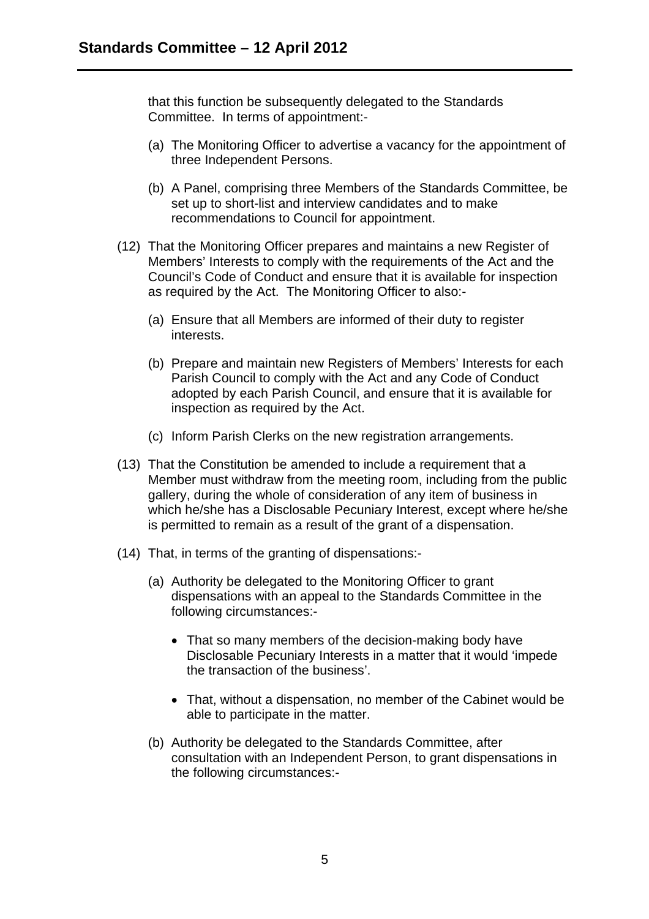that this function be subsequently delegated to the Standards Committee. In terms of appointment:-

(a) The Monitoring Officer to advertise a vacancy for the appointment of three Independent Persons.

(b) A Panel, comprising three Members of the Standards Committee, be set up to short-list and interview candidates and to make recommendations to Council for appointment.

(12) That the Monitoring Officer prepares and maintains a new Register of Members' Interests to comply with the requirements of the Act and the Council's Code of Conduct and ensure that it is available for inspection as required by the Act. The Monitoring Officer to also:-

(a) Ensure that all Members are informed of their duty to register interests.

(b) Prepare and maintain new Registers of Members' Interests for each Parish Council to comply with the Act and any Code of Conduct adopted by each Parish Council, and ensure that it is available for inspection as required by the Act.

(c) Inform Parish Clerks on the new registration arrangements.

(13) That the Constitution be amended to include a requirement that a Member must withdraw from the meeting room, including from the public gallery, during the whole of consideration of any item of business in which he/she has a Disclosable Pecuniary Interest, except where he/she is permitted to remain as a result of the grant of a dispensation.

(14) That, in terms of the granting of dispensations:-

(a) Authority be delegated to the Monitoring Officer to grant dispensations with an appeal to the Standards Committee in the following circumstances:-

- That so many members of the decision-making body have Disclosable Pecuniary Interests in a matter that it would 'impede the transaction of the business'.

- That, without a dispensation, no member of the Cabinet would be able to participate in the matter.

(b) Authority be delegated to the Standards Committee, after consultation with an Independent Person, to grant dispensations in the following circumstances:-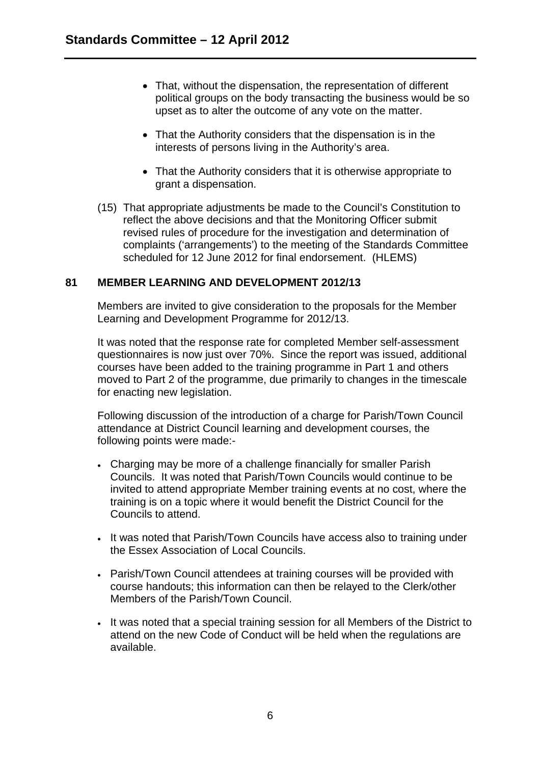- That, without the dispensation, the representation of different political groups on the body transacting the business would be so upset as to alter the outcome of any vote on the matter.
- That the Authority considers that the dispensation is in the interests of persons living in the Authority's area.
- That the Authority considers that it is otherwise appropriate to grant a dispensation.

(15) That appropriate adjustments be made to the Council's Constitution to reflect the above decisions and that the Monitoring Officer submit revised rules of procedure for the investigation and determination of complaints ('arrangements') to the meeting of the Standards Committee scheduled for 12 June 2012 for final endorsement. (HLEMS)

## 81 MEMBER LEARNING AND DEVELOPMENT 2012/13

Members are invited to give consideration to the proposals for the Member Learning and Development Programme for 2012/13.

It was noted that the response rate for completed Member self-assessment questionnaires is now just over 70%. Since the report was issued, additional courses have been added to the training programme in Part 1 and others moved to Part 2 of the programme, due primarily to changes in the timescale for enacting new legislation.

Following discussion of the introduction of a charge for Parish/Town Council attendance at District Council learning and development courses, the following points were made:-

- Charging may be more of a challenge financially for smaller Parish Councils. It was noted that Parish/Town Councils would continue to be invited to attend appropriate Member training events at no cost, where the training is on a topic where it would benefit the District Council for the Councils to attend.
- It was noted that Parish/Town Councils have access also to training under the Essex Association of Local Councils.
- Parish/Town Council attendees at training courses will be provided with course handouts; this information can then be relayed to the Clerk/other Members of the Parish/Town Council.
- It was noted that a special training session for all Members of the District to attend on the new Code of Conduct will be held when the regulations are available.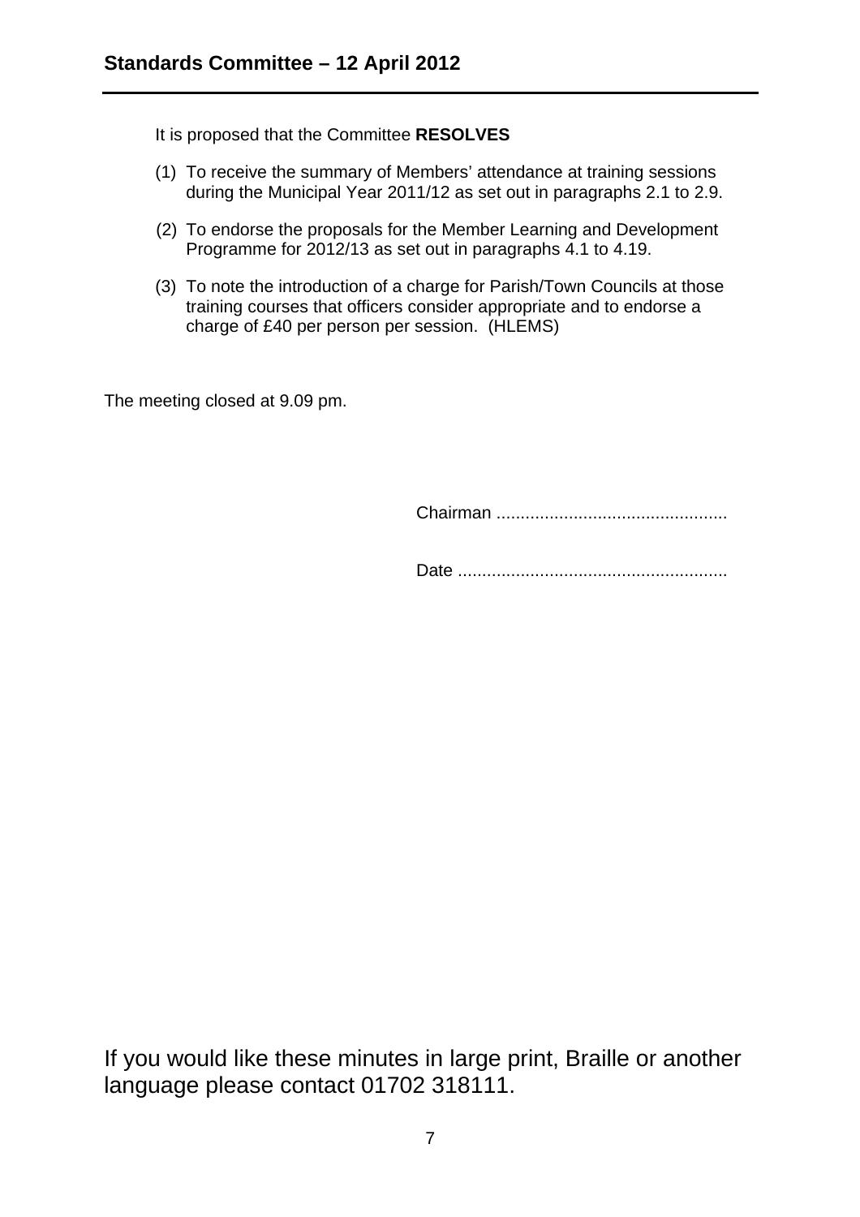It is proposed that the Committee **RESOLVES**

(1) To receive the summary of Members' attendance at training sessions during the Municipal Year 2011/12 as set out in paragraphs 2.1 to 2.9.

(2) To endorse the proposals for the Member Learning and Development Programme for 2012/13 as set out in paragraphs 4.1 to 4.19.

(3) To note the introduction of a charge for Parish/Town Councils at those training courses that officers consider appropriate and to endorse a charge of £40 per person per session. (HLEMS)

The meeting closed at 9.09 pm.

Chairman ...............................................

Date .......................................................

If you would like these minutes in large print, Braille or another language please contact 01702 318111.